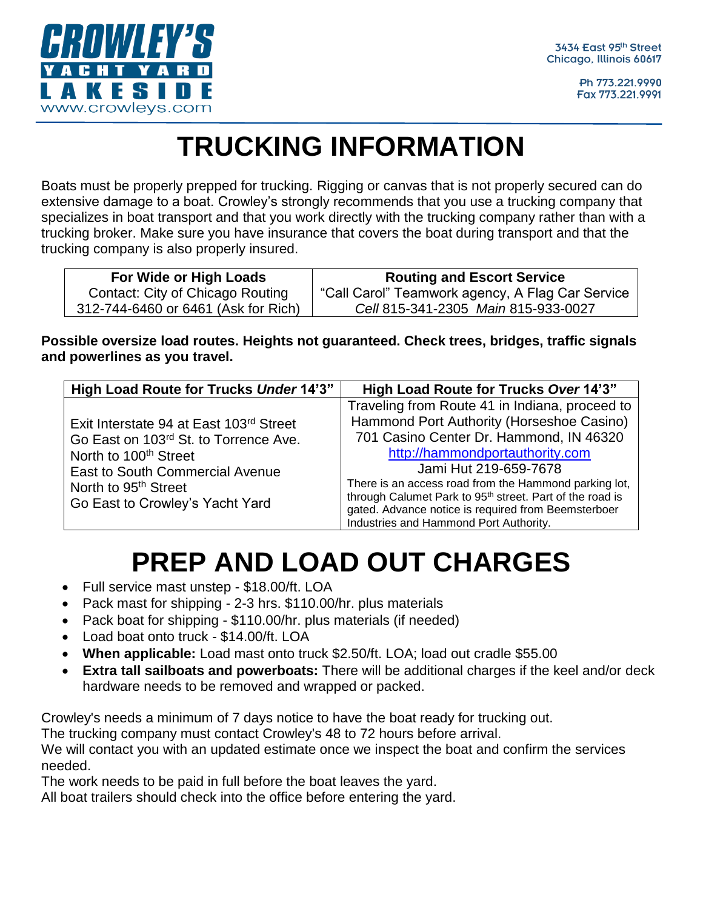**CROWLEY'S YACHT YARD LAKESIDE**
www.crowleys.com

3434 East 95th Street
Chicago, Illinois 60617

Ph 773.221.9990
Fax 773.221.9991

# TRUCKING INFORMATION

Boats must be properly prepped for trucking. Rigging or canvas that is not properly secured can do extensive damage to a boat. Crowley's strongly recommends that you use a trucking company that specializes in boat transport and that you work directly with the trucking company rather than with a trucking broker. Make sure you have insurance that covers the boat during transport and that the trucking company is also properly insured.

| **For Wide or High Loads** | **Routing and Escort Service** |
|---|---|
| Contact: City of Chicago Routing<br>312-744-6460 or 6461 (Ask for Rich) | "Call Carol" Teamwork agency, A Flag Car Service<br>*Cell* 815-341-2305 *Main* 815-933-0027 |

**Possible oversize load routes. Heights not guaranteed. Check trees, bridges, traffic signals and powerlines as you travel.**

| **High Load Route for Trucks *Under* 14'3"** | **High Load Route for Trucks *Over* 14'3"** |
|---|---|
| Exit Interstate 94 at East 103rd Street<br>Go East on 103rd St. to Torrence Ave.<br>North to 100th Street<br>East to South Commercial Avenue<br>North to 95th Street<br>Go East to Crowley's Yacht Yard | Traveling from Route 41 in Indiana, proceed to Hammond Port Authority (Horseshoe Casino)<br>701 Casino Center Dr. Hammond, IN 46320<br>http://hammondportauthority.com<br>Jami Hut 219-659-7678<br>There is an access road from the Hammond parking lot, through Calumet Park to 95th street. Part of the road is gated. Advance notice is required from Beemsterboer Industries and Hammond Port Authority. |

# PREP AND LOAD OUT CHARGES

- Full service mast unstep - $18.00/ft. LOA
- Pack mast for shipping - 2-3 hrs. $110.00/hr. plus materials
- Pack boat for shipping - $110.00/hr. plus materials (if needed)
- Load boat onto truck - $14.00/ft. LOA
- **When applicable:** Load mast onto truck $2.50/ft. LOA; load out cradle $55.00
- **Extra tall sailboats and powerboats:** There will be additional charges if the keel and/or deck hardware needs to be removed and wrapped or packed.

Crowley's needs a minimum of 7 days notice to have the boat ready for trucking out.
The trucking company must contact Crowley's 48 to 72 hours before arrival.
We will contact you with an updated estimate once we inspect the boat and confirm the services needed.
The work needs to be paid in full before the boat leaves the yard.
All boat trailers should check into the office before entering the yard.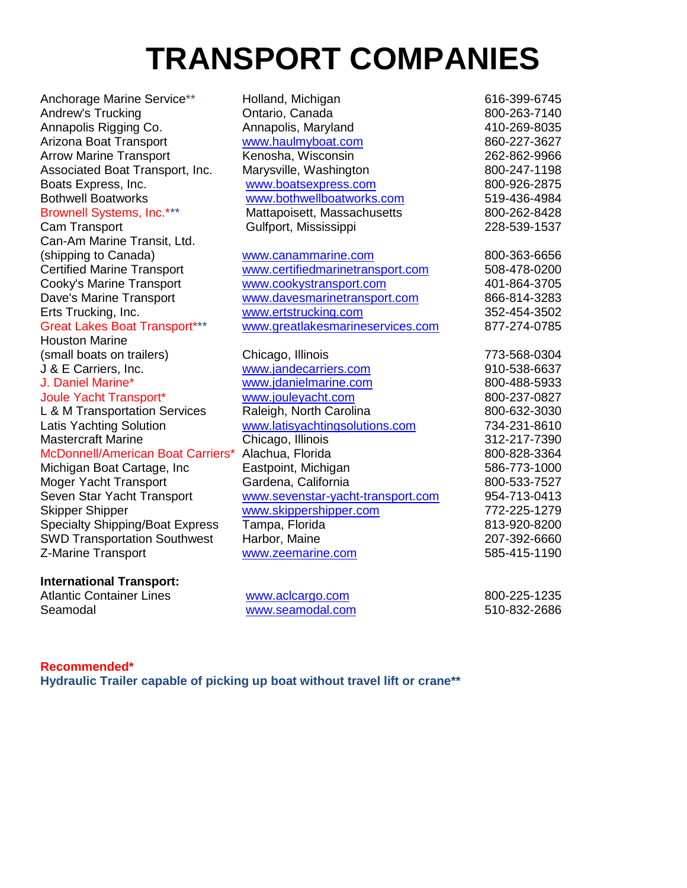# TRANSPORT COMPANIES

| | | |
|---|---|---|
| Anchorage Marine Service** | Holland, Michigan | 616-399-6745 |
| Andrew's Trucking | Ontario, Canada | 800-263-7140 |
| Annapolis Rigging Co. | Annapolis, Maryland | 410-269-8035 |
| Arizona Boat Transport | www.haulmyboat.com | 860-227-3627 |
| Arrow Marine Transport | Kenosha, Wisconsin | 262-862-9966 |
| Associated Boat Transport, Inc. | Marysville, Washington | 800-247-1198 |
| Boats Express, Inc. | www.boatsexpress.com | 800-926-2875 |
| Bothwell Boatworks | www.bothwellboatworks.com | 519-436-4984 |
| Brownell Systems, Inc.*** | Mattapoisett, Massachusetts | 800-262-8428 |
| Cam Transport | Gulfport, Mississippi | 228-539-1537 |
| Can-Am Marine Transit, Ltd. (shipping to Canada) | www.canammarine.com | 800-363-6656 |
| Certified Marine Transport | www.certifiedmarinetransport.com | 508-478-0200 |
| Cooky's Marine Transport | www.cookystransport.com | 401-864-3705 |
| Dave's Marine Transport | www.davesmarinetransport.com | 866-814-3283 |
| Erts Trucking, Inc. | www.ertstrucking.com | 352-454-3502 |
| Great Lakes Boat Transport*** | www.greatlakesmarineservices.com | 877-274-0785 |
| Houston Marine (small boats on trailers) | Chicago, Illinois | 773-568-0304 |
| J & E Carriers, Inc. | www.jandecarriers.com | 910-538-6637 |
| J. Daniel Marine* | www.jdanielmarine.com | 800-488-5933 |
| Joule Yacht Transport* | www.jouleyacht.com | 800-237-0827 |
| L & M Transportation Services | Raleigh, North Carolina | 800-632-3030 |
| Latis Yachting Solution | www.latisyachtingsolutions.com | 734-231-8610 |
| Mastercraft Marine | Chicago, Illinois | 312-217-7390 |
| McDonnell/American Boat Carriers* | Alachua, Florida | 800-828-3364 |
| Michigan Boat Cartage, Inc | Eastpoint, Michigan | 586-773-1000 |
| Moger Yacht Transport | Gardena, California | 800-533-7527 |
| Seven Star Yacht Transport | www.sevenstar-yacht-transport.com | 954-713-0413 |
| Skipper Shipper | www.skippershipper.com | 772-225-1279 |
| Specialty Shipping/Boat Express | Tampa, Florida | 813-920-8200 |
| SWD Transportation Southwest | Harbor, Maine | 207-392-6660 |
| Z-Marine Transport | www.zeemarine.com | 585-415-1190 |

**International Transport:**

| | | |
|---|---|---|
| Atlantic Container Lines | www.aclcargo.com | 800-225-1235 |
| Seamodal | www.seamodal.com | 510-832-2686 |

**Recommended***

**Hydraulic Trailer capable of picking up boat without travel lift or crane****